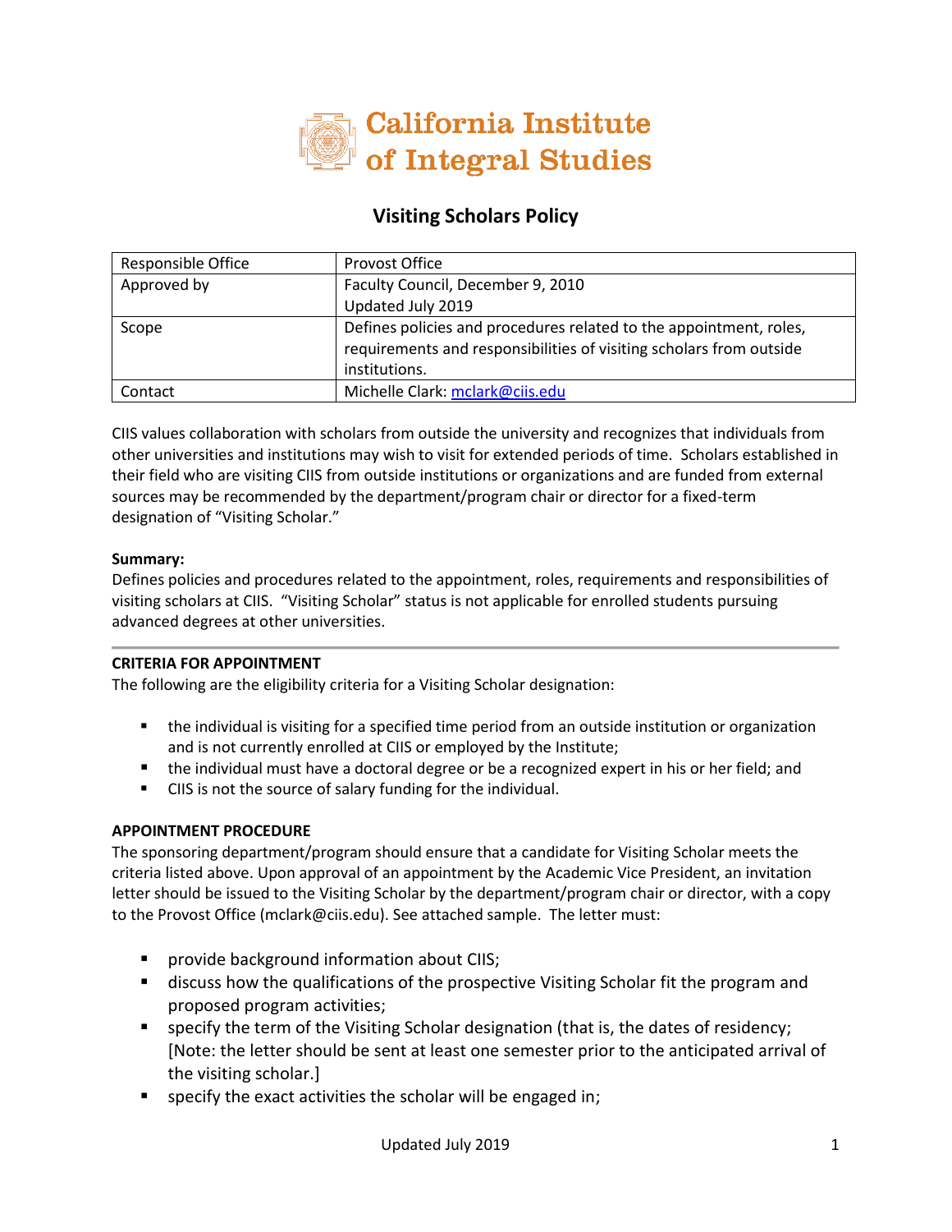# California Institute of Integral Studies

## Visiting Scholars Policy

| Responsible Office | Provost Office |
|---|---|
| Approved by | Faculty Council, December 9, 2010<br>Updated July 2019 |
| Scope | Defines policies and procedures related to the appointment, roles, requirements and responsibilities of visiting scholars from outside institutions. |
| Contact | Michelle Clark: mclark@ciis.edu |

CIIS values collaboration with scholars from outside the university and recognizes that individuals from other universities and institutions may wish to visit for extended periods of time. Scholars established in their field who are visiting CIIS from outside institutions or organizations and are funded from external sources may be recommended by the department/program chair or director for a fixed-term designation of "Visiting Scholar."

**Summary:**
Defines policies and procedures related to the appointment, roles, requirements and responsibilities of visiting scholars at CIIS. "Visiting Scholar" status is not applicable for enrolled students pursuing advanced degrees at other universities.

---

**CRITERIA FOR APPOINTMENT**

The following are the eligibility criteria for a Visiting Scholar designation:

- the individual is visiting for a specified time period from an outside institution or organization and is not currently enrolled at CIIS or employed by the Institute;
- the individual must have a doctoral degree or be a recognized expert in his or her field; and
- CIIS is not the source of salary funding for the individual.

**APPOINTMENT PROCEDURE**

The sponsoring department/program should ensure that a candidate for Visiting Scholar meets the criteria listed above. Upon approval of an appointment by the Academic Vice President, an invitation letter should be issued to the Visiting Scholar by the department/program chair or director, with a copy to the Provost Office (mclark@ciis.edu). See attached sample. The letter must:

- provide background information about CIIS;
- discuss how the qualifications of the prospective Visiting Scholar fit the program and proposed program activities;
- specify the term of the Visiting Scholar designation (that is, the dates of residency; [Note: the letter should be sent at least one semester prior to the anticipated arrival of the visiting scholar.]
- specify the exact activities the scholar will be engaged in;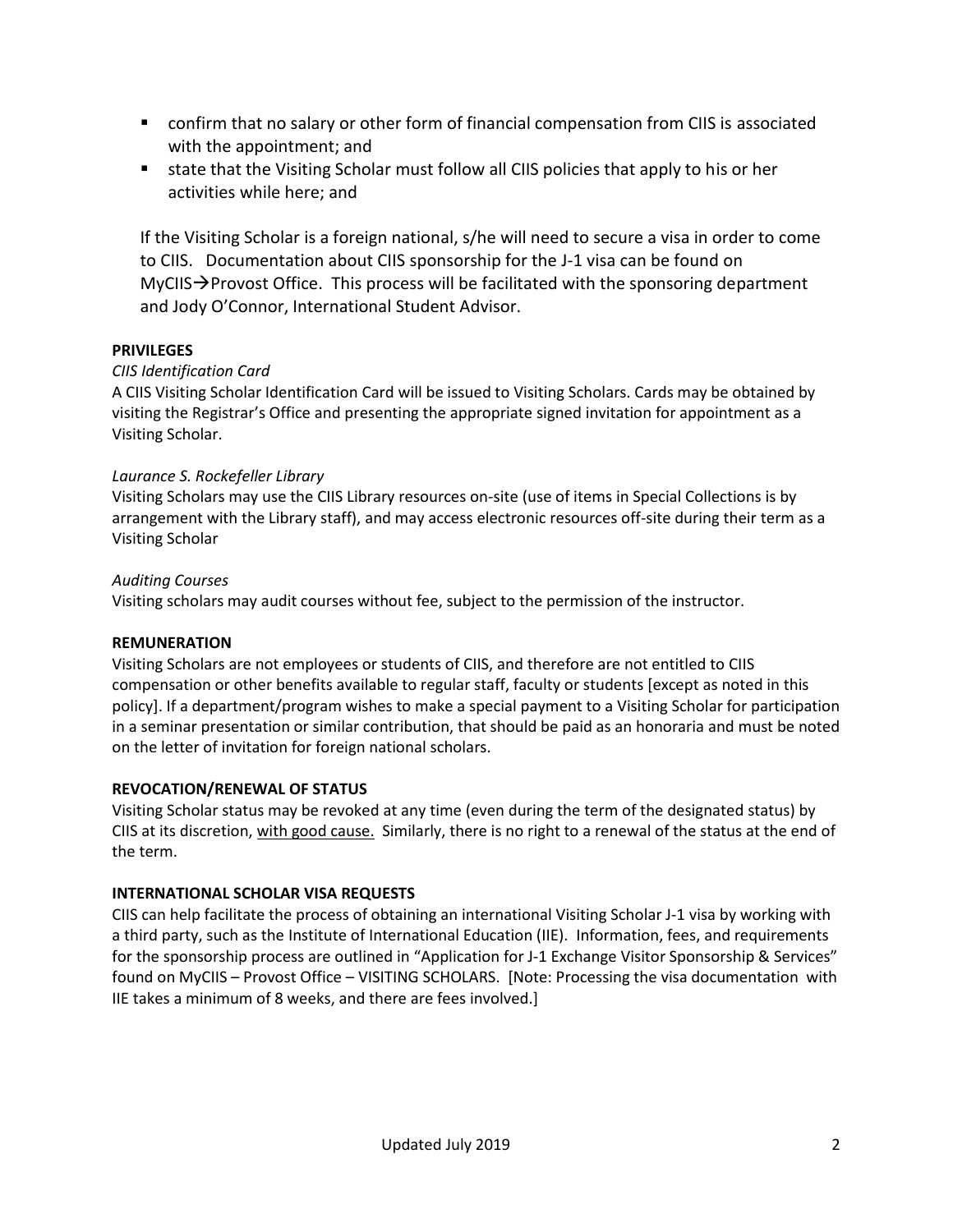- confirm that no salary or other form of financial compensation from CIIS is associated with the appointment; and
- state that the Visiting Scholar must follow all CIIS policies that apply to his or her activities while here; and

If the Visiting Scholar is a foreign national, s/he will need to secure a visa in order to come to CIIS. Documentation about CIIS sponsorship for the J-1 visa can be found on MyCIIS→Provost Office. This process will be facilitated with the sponsoring department and Jody O'Connor, International Student Advisor.

**PRIVILEGES**

*CIIS Identification Card*

A CIIS Visiting Scholar Identification Card will be issued to Visiting Scholars. Cards may be obtained by visiting the Registrar's Office and presenting the appropriate signed invitation for appointment as a Visiting Scholar.

*Laurance S. Rockefeller Library*

Visiting Scholars may use the CIIS Library resources on-site (use of items in Special Collections is by arrangement with the Library staff), and may access electronic resources off-site during their term as a Visiting Scholar

*Auditing Courses*

Visiting scholars may audit courses without fee, subject to the permission of the instructor.

**REMUNERATION**

Visiting Scholars are not employees or students of CIIS, and therefore are not entitled to CIIS compensation or other benefits available to regular staff, faculty or students [except as noted in this policy]. If a department/program wishes to make a special payment to a Visiting Scholar for participation in a seminar presentation or similar contribution, that should be paid as an honoraria and must be noted on the letter of invitation for foreign national scholars.

**REVOCATION/RENEWAL OF STATUS**

Visiting Scholar status may be revoked at any time (even during the term of the designated status) by CIIS at its discretion, with good cause. Similarly, there is no right to a renewal of the status at the end of the term.

**INTERNATIONAL SCHOLAR VISA REQUESTS**

CIIS can help facilitate the process of obtaining an international Visiting Scholar J-1 visa by working with a third party, such as the Institute of International Education (IIE). Information, fees, and requirements for the sponsorship process are outlined in "Application for J-1 Exchange Visitor Sponsorship & Services" found on MyCIIS – Provost Office – VISITING SCHOLARS. [Note: Processing the visa documentation with IIE takes a minimum of 8 weeks, and there are fees involved.]

Updated July 2019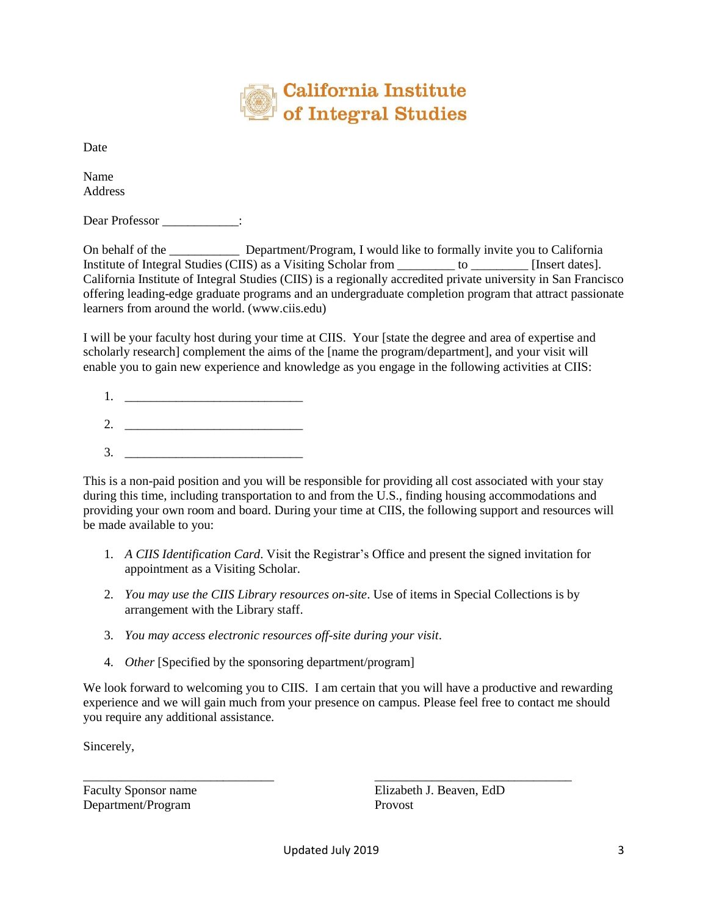California Institute of Integral Studies

Date

Name
Address

Dear Professor ____________:

On behalf of the ___________ Department/Program, I would like to formally invite you to California Institute of Integral Studies (CIIS) as a Visiting Scholar from _________ to _________ [Insert dates]. California Institute of Integral Studies (CIIS) is a regionally accredited private university in San Francisco offering leading-edge graduate programs and an undergraduate completion program that attract passionate learners from around the world. (www.ciis.edu)

I will be your faculty host during your time at CIIS. Your [state the degree and area of expertise and scholarly research] complement the aims of the [name the program/department], and your visit will enable you to gain new experience and knowledge as you engage in the following activities at CIIS:

1. _____________________________
2. _____________________________
3. _____________________________

This is a non-paid position and you will be responsible for providing all cost associated with your stay during this time, including transportation to and from the U.S., finding housing accommodations and providing your own room and board. During your time at CIIS, the following support and resources will be made available to you:

1. *A CIIS Identification Card*. Visit the Registrar's Office and present the signed invitation for appointment as a Visiting Scholar.
2. *You may use the CIIS Library resources on-site*. Use of items in Special Collections is by arrangement with the Library staff.
3. *You may access electronic resources off-site during your visit*.
4. *Other* [Specified by the sponsoring department/program]

We look forward to welcoming you to CIIS. I am certain that you will have a productive and rewarding experience and we will gain much from your presence on campus. Please feel free to contact me should you require any additional assistance.

Sincerely,

_______________________________
Faculty Sponsor name
Department/Program

_______________________________
Elizabeth J. Beaven, EdD
Provost

Updated July 2019